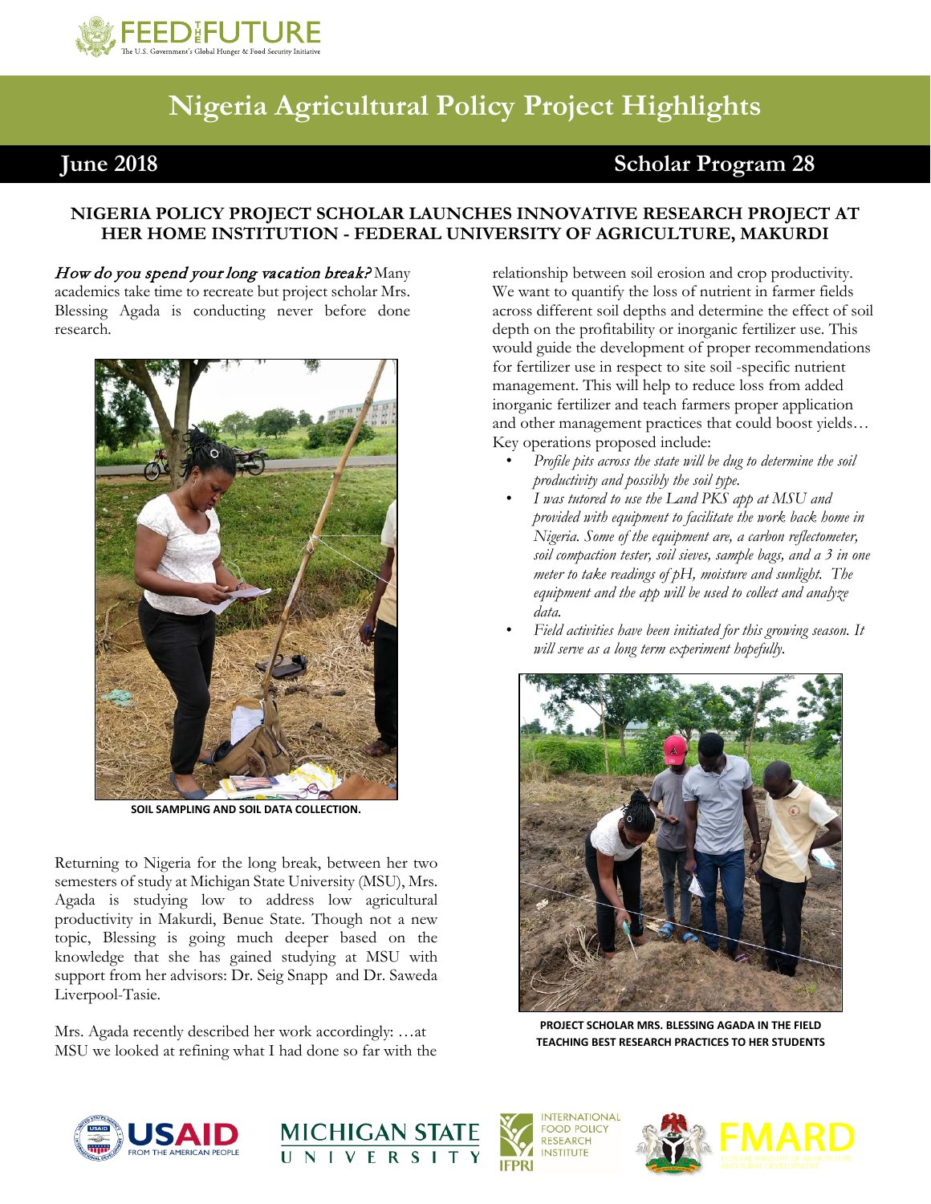# Nigeria Agricultural Policy Project Highlights

**June 2018** | **Scholar Program 28**

## NIGERIA POLICY PROJECT SCHOLAR LAUNCHES INNOVATIVE RESEARCH PROJECT AT HER HOME INSTITUTION - FEDERAL UNIVERSITY OF AGRICULTURE, MAKURDI

*How do you spend your long vacation break?* Many academics take time to recreate but project scholar Mrs. Blessing Agada is conducting never before done research.

SOIL SAMPLING AND SOIL DATA COLLECTION.

Returning to Nigeria for the long break, between her two semesters of study at Michigan State University (MSU), Mrs. Agada is studying low to address low agricultural productivity in Makurdi, Benue State. Though not a new topic, Blessing is going much deeper based on the knowledge that she has gained studying at MSU with support from her advisors: Dr. Seig Snapp and Dr. Saweda Liverpool-Tasie.

Mrs. Agada recently described her work accordingly: …at MSU we looked at refining what I had done so far with the relationship between soil erosion and crop productivity. We want to quantify the loss of nutrient in farmer fields across different soil depths and determine the effect of soil depth on the profitability or inorganic fertilizer use. This would guide the development of proper recommendations for fertilizer use in respect to site soil -specific nutrient management. This will help to reduce loss from added inorganic fertilizer and teach farmers proper application and other management practices that could boost yields… Key operations proposed include:

- *Profile pits across the state will be dug to determine the soil productivity and possibly the soil type.*
- *I was tutored to use the Land PKS app at MSU and provided with equipment to facilitate the work back home in Nigeria. Some of the equipment are, a carbon reflectometer, soil compaction tester, soil sieves, sample bags, and a 3 in one meter to take readings of pH, moisture and sunlight. The equipment and the app will be used to collect and analyze data.*
- *Field activities have been initiated for this growing season. It will serve as a long term experiment hopefully.*

PROJECT SCHOLAR MRS. BLESSING AGADA IN THE FIELD TEACHING BEST RESEARCH PRACTICES TO HER STUDENTS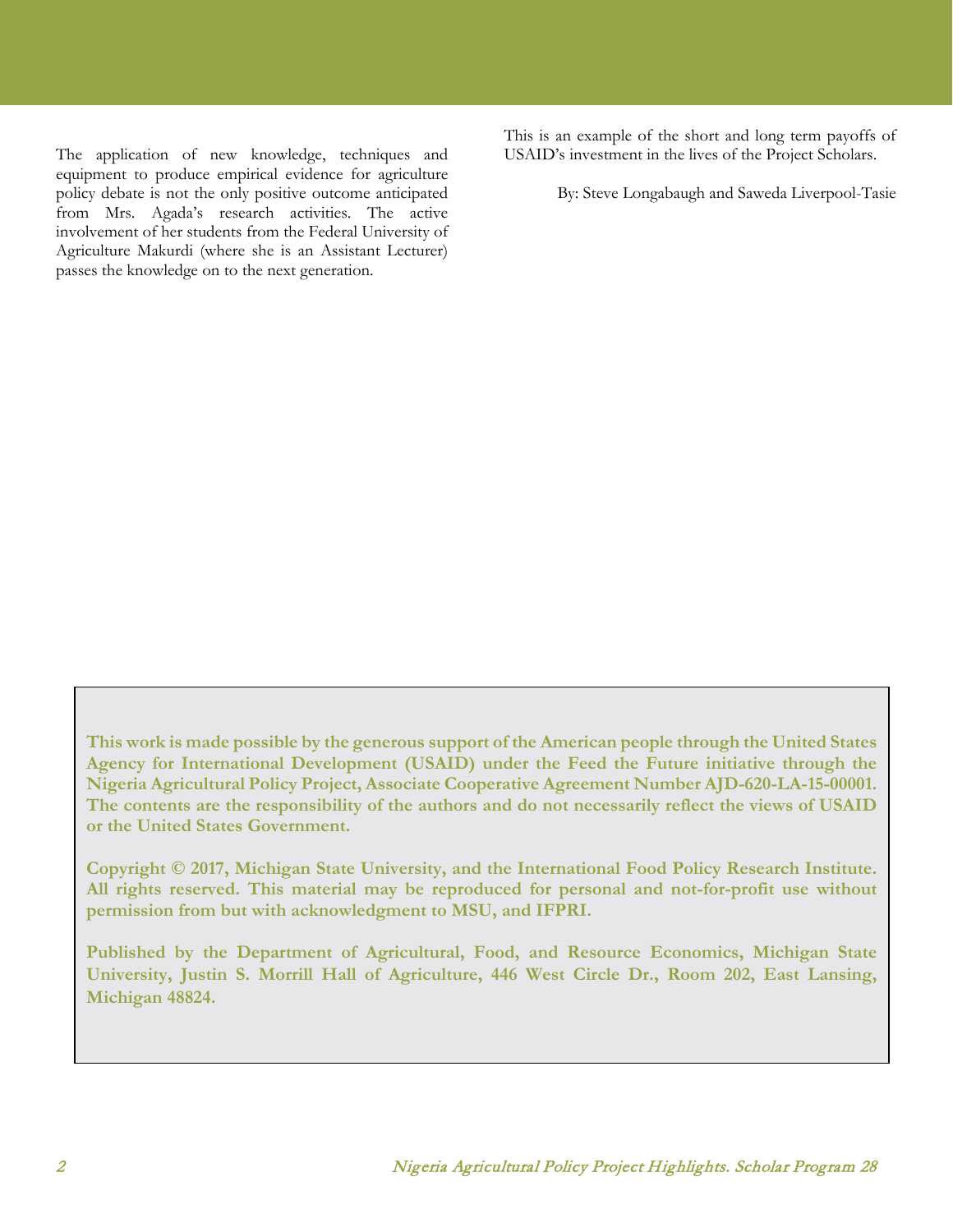The application of new knowledge, techniques and equipment to produce empirical evidence for agriculture policy debate is not the only positive outcome anticipated from Mrs. Agada's research activities. The active involvement of her students from the Federal University of Agriculture Makurdi (where she is an Assistant Lecturer) passes the knowledge on to the next generation.

This is an example of the short and long term payoffs of USAID's investment in the lives of the Project Scholars.

By: Steve Longabaugh and Saweda Liverpool-Tasie

**This work is made possible by the generous support of the American people through the United States Agency for International Development (USAID) under the Feed the Future initiative through the Nigeria Agricultural Policy Project, Associate Cooperative Agreement Number AJD-620-LA-15-00001. The contents are the responsibility of the authors and do not necessarily reflect the views of USAID or the United States Government.**

**Copyright © 2017, Michigan State University, and the International Food Policy Research Institute. All rights reserved. This material may be reproduced for personal and not-for-profit use without permission from but with acknowledgment to MSU, and IFPRI.**

**Published by the Department of Agricultural, Food, and Resource Economics, Michigan State University, Justin S. Morrill Hall of Agriculture, 446 West Circle Dr., Room 202, East Lansing, Michigan 48824.**